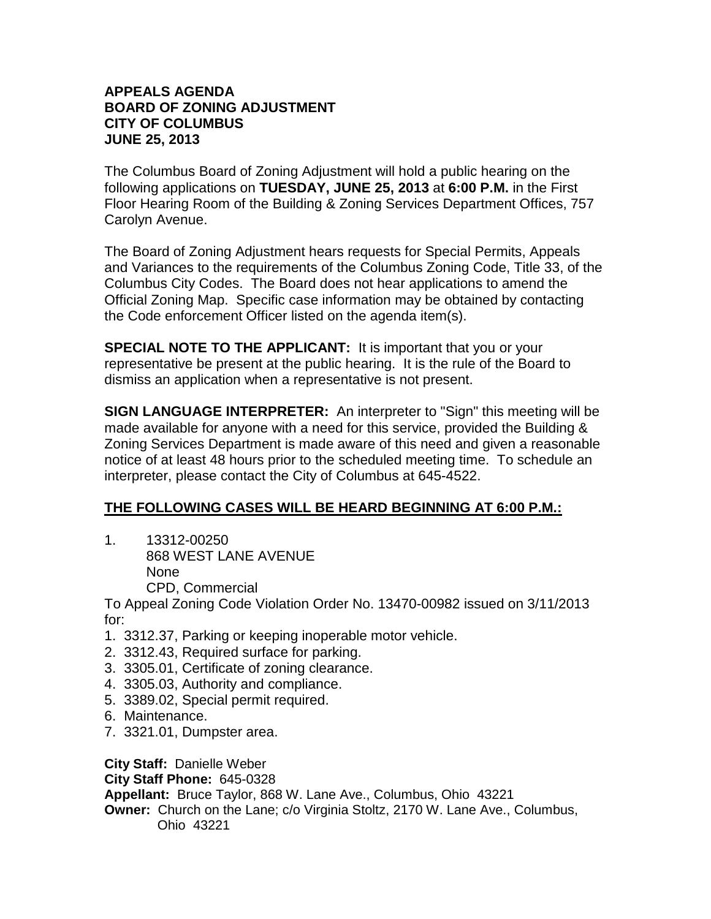**APPEALS AGENDA**
**BOARD OF ZONING ADJUSTMENT**
**CITY OF COLUMBUS**
**JUNE 25, 2013**

The Columbus Board of Zoning Adjustment will hold a public hearing on the following applications on **TUESDAY, JUNE 25, 2013** at **6:00 P.M.** in the First Floor Hearing Room of the Building & Zoning Services Department Offices, 757 Carolyn Avenue.

The Board of Zoning Adjustment hears requests for Special Permits, Appeals and Variances to the requirements of the Columbus Zoning Code, Title 33, of the Columbus City Codes. The Board does not hear applications to amend the Official Zoning Map. Specific case information may be obtained by contacting the Code enforcement Officer listed on the agenda item(s).

**SPECIAL NOTE TO THE APPLICANT:** It is important that you or your representative be present at the public hearing. It is the rule of the Board to dismiss an application when a representative is not present.

**SIGN LANGUAGE INTERPRETER:** An interpreter to "Sign" this meeting will be made available for anyone with a need for this service, provided the Building & Zoning Services Department is made aware of this need and given a reasonable notice of at least 48 hours prior to the scheduled meeting time. To schedule an interpreter, please contact the City of Columbus at 645-4522.

**<u>THE FOLLOWING CASES WILL BE HEARD BEGINNING AT 6:00 P.M.:</u>**

1. 13312-00250
   868 WEST LANE AVENUE
   None
   CPD, Commercial

To Appeal Zoning Code Violation Order No. 13470-00982 issued on 3/11/2013 for:

1. 3312.37, Parking or keeping inoperable motor vehicle.
2. 3312.43, Required surface for parking.
3. 3305.01, Certificate of zoning clearance.
4. 3305.03, Authority and compliance.
5. 3389.02, Special permit required.
6. Maintenance.
7. 3321.01, Dumpster area.

**City Staff:** Danielle Weber
**City Staff Phone:** 645-0328
**Appellant:** Bruce Taylor, 868 W. Lane Ave., Columbus, Ohio 43221
**Owner:** Church on the Lane; c/o Virginia Stoltz, 2170 W. Lane Ave., Columbus, Ohio 43221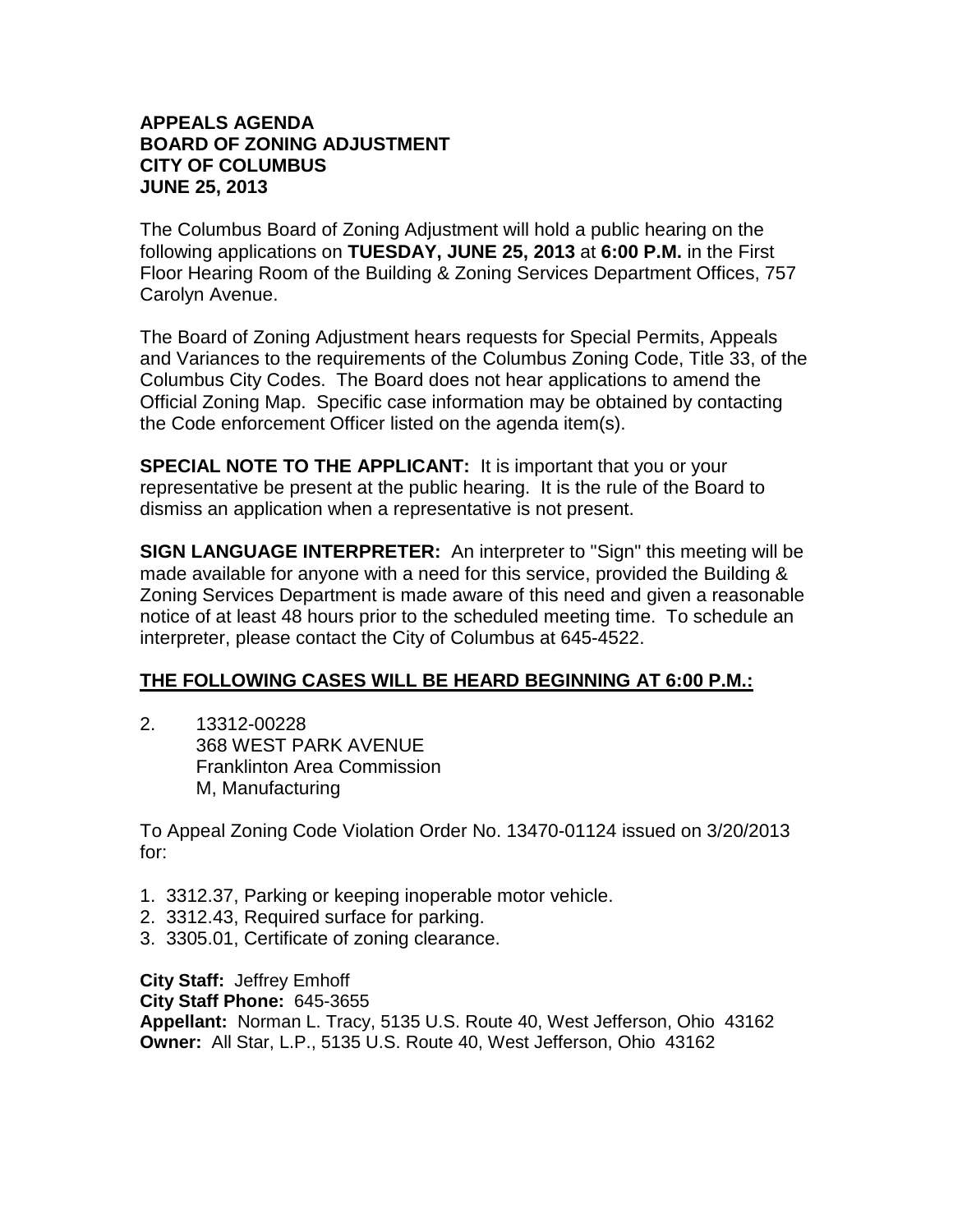**APPEALS AGENDA**
**BOARD OF ZONING ADJUSTMENT**
**CITY OF COLUMBUS**
**JUNE 25, 2013**

The Columbus Board of Zoning Adjustment will hold a public hearing on the following applications on **TUESDAY, JUNE 25, 2013** at **6:00 P.M.** in the First Floor Hearing Room of the Building & Zoning Services Department Offices, 757 Carolyn Avenue.

The Board of Zoning Adjustment hears requests for Special Permits, Appeals and Variances to the requirements of the Columbus Zoning Code, Title 33, of the Columbus City Codes. The Board does not hear applications to amend the Official Zoning Map. Specific case information may be obtained by contacting the Code enforcement Officer listed on the agenda item(s).

**SPECIAL NOTE TO THE APPLICANT:** It is important that you or your representative be present at the public hearing. It is the rule of the Board to dismiss an application when a representative is not present.

**SIGN LANGUAGE INTERPRETER:** An interpreter to "Sign" this meeting will be made available for anyone with a need for this service, provided the Building & Zoning Services Department is made aware of this need and given a reasonable notice of at least 48 hours prior to the scheduled meeting time. To schedule an interpreter, please contact the City of Columbus at 645-4522.

**<u>THE FOLLOWING CASES WILL BE HEARD BEGINNING AT 6:00 P.M.:</u>**

2. 13312-00228
   368 WEST PARK AVENUE
   Franklinton Area Commission
   M, Manufacturing

To Appeal Zoning Code Violation Order No. 13470-01124 issued on 3/20/2013 for:

1. 3312.37, Parking or keeping inoperable motor vehicle.
2. 3312.43, Required surface for parking.
3. 3305.01, Certificate of zoning clearance.

**City Staff:** Jeffrey Emhoff
**City Staff Phone:** 645-3655
**Appellant:** Norman L. Tracy, 5135 U.S. Route 40, West Jefferson, Ohio 43162
**Owner:** All Star, L.P., 5135 U.S. Route 40, West Jefferson, Ohio 43162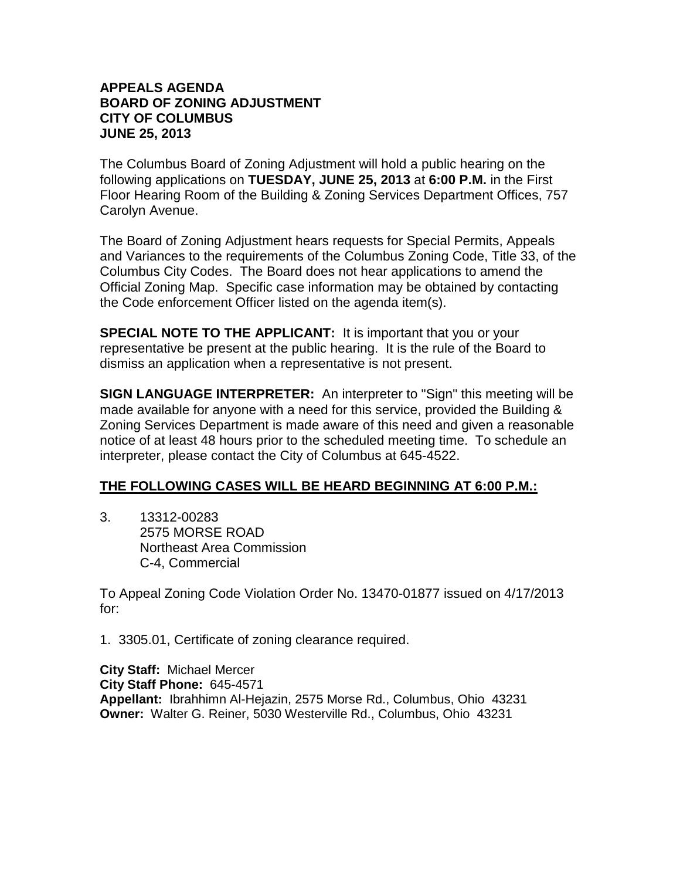**APPEALS AGENDA**
**BOARD OF ZONING ADJUSTMENT**
**CITY OF COLUMBUS**
**JUNE 25, 2013**

The Columbus Board of Zoning Adjustment will hold a public hearing on the following applications on **TUESDAY, JUNE 25, 2013** at **6:00 P.M.** in the First Floor Hearing Room of the Building & Zoning Services Department Offices, 757 Carolyn Avenue.

The Board of Zoning Adjustment hears requests for Special Permits, Appeals and Variances to the requirements of the Columbus Zoning Code, Title 33, of the Columbus City Codes. The Board does not hear applications to amend the Official Zoning Map. Specific case information may be obtained by contacting the Code enforcement Officer listed on the agenda item(s).

**SPECIAL NOTE TO THE APPLICANT:** It is important that you or your representative be present at the public hearing. It is the rule of the Board to dismiss an application when a representative is not present.

**SIGN LANGUAGE INTERPRETER:** An interpreter to "Sign" this meeting will be made available for anyone with a need for this service, provided the Building & Zoning Services Department is made aware of this need and given a reasonable notice of at least 48 hours prior to the scheduled meeting time. To schedule an interpreter, please contact the City of Columbus at 645-4522.

**THE FOLLOWING CASES WILL BE HEARD BEGINNING AT 6:00 P.M.:**

3. 13312-00283
   2575 MORSE ROAD
   Northeast Area Commission
   C-4, Commercial

To Appeal Zoning Code Violation Order No. 13470-01877 issued on 4/17/2013 for:

1. 3305.01, Certificate of zoning clearance required.

**City Staff:** Michael Mercer
**City Staff Phone:** 645-4571
**Appellant:** Ibrahhimn Al-Hejazin, 2575 Morse Rd., Columbus, Ohio 43231
**Owner:** Walter G. Reiner, 5030 Westerville Rd., Columbus, Ohio 43231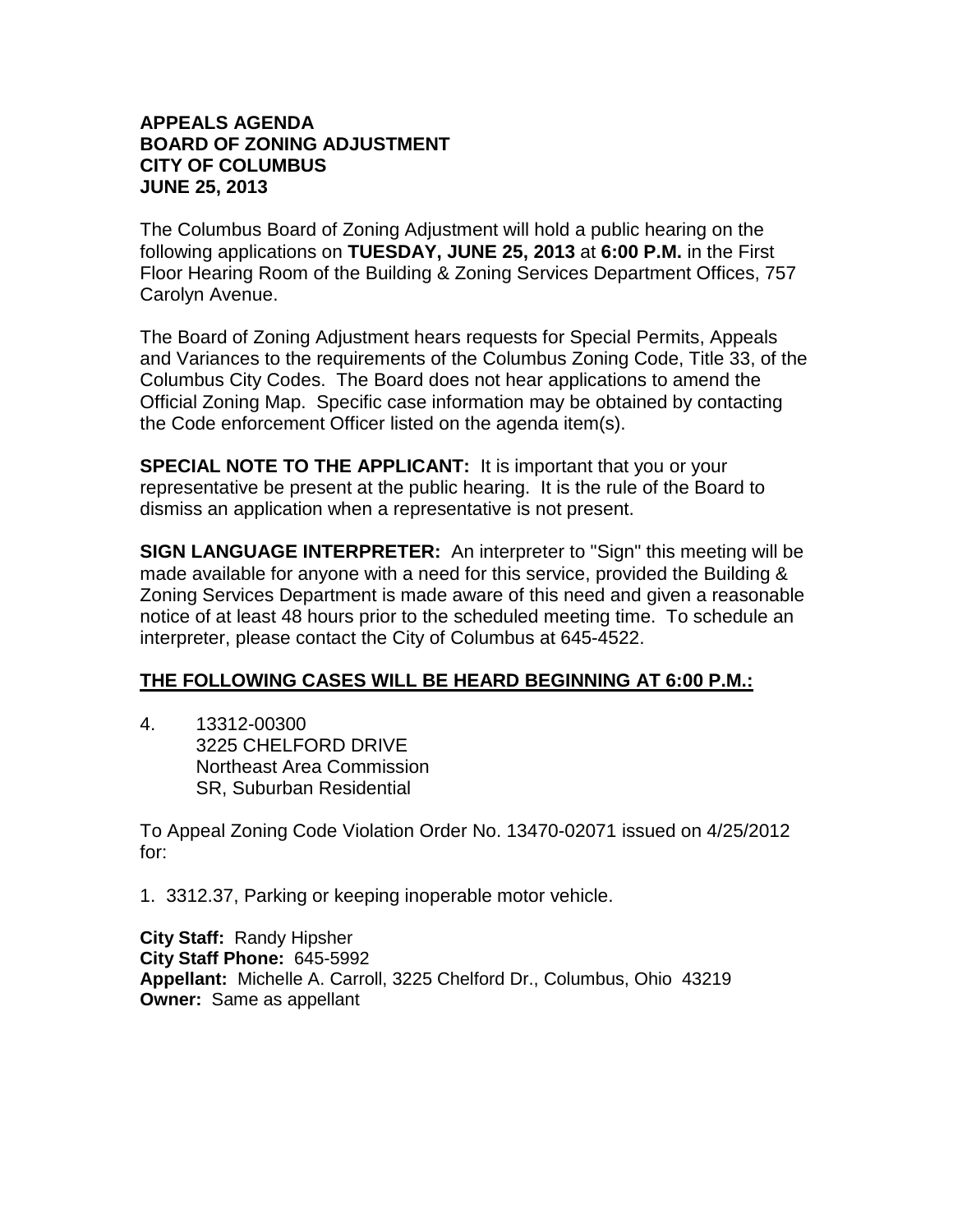**APPEALS AGENDA**
**BOARD OF ZONING ADJUSTMENT**
**CITY OF COLUMBUS**
**JUNE 25, 2013**

The Columbus Board of Zoning Adjustment will hold a public hearing on the following applications on **TUESDAY, JUNE 25, 2013** at **6:00 P.M.** in the First Floor Hearing Room of the Building & Zoning Services Department Offices, 757 Carolyn Avenue.

The Board of Zoning Adjustment hears requests for Special Permits, Appeals and Variances to the requirements of the Columbus Zoning Code, Title 33, of the Columbus City Codes. The Board does not hear applications to amend the Official Zoning Map. Specific case information may be obtained by contacting the Code enforcement Officer listed on the agenda item(s).

**SPECIAL NOTE TO THE APPLICANT:** It is important that you or your representative be present at the public hearing. It is the rule of the Board to dismiss an application when a representative is not present.

**SIGN LANGUAGE INTERPRETER:** An interpreter to "Sign" this meeting will be made available for anyone with a need for this service, provided the Building & Zoning Services Department is made aware of this need and given a reasonable notice of at least 48 hours prior to the scheduled meeting time. To schedule an interpreter, please contact the City of Columbus at 645-4522.

**<u>THE FOLLOWING CASES WILL BE HEARD BEGINNING AT 6:00 P.M.:</u>**

4. 13312-00300
   3225 CHELFORD DRIVE
   Northeast Area Commission
   SR, Suburban Residential

To Appeal Zoning Code Violation Order No. 13470-02071 issued on 4/25/2012 for:

1. 3312.37, Parking or keeping inoperable motor vehicle.

**City Staff:** Randy Hipsher
**City Staff Phone:** 645-5992
**Appellant:** Michelle A. Carroll, 3225 Chelford Dr., Columbus, Ohio 43219
**Owner:** Same as appellant